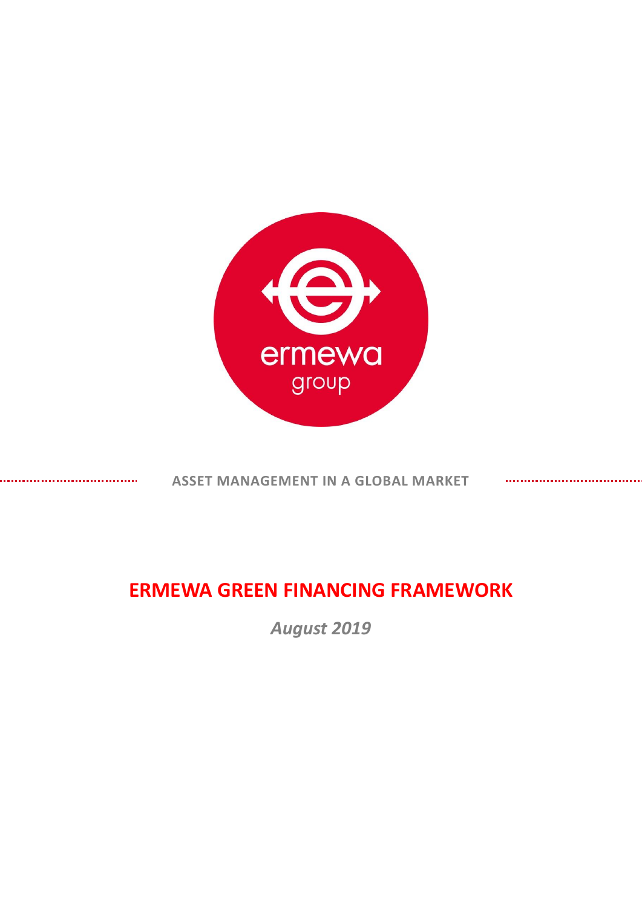ermewa

group

ASSET MANAGEMENT IN A GLOBAL MARKET

# ERMEWA GREEN FINANCING FRAMEWORK

*August 2019*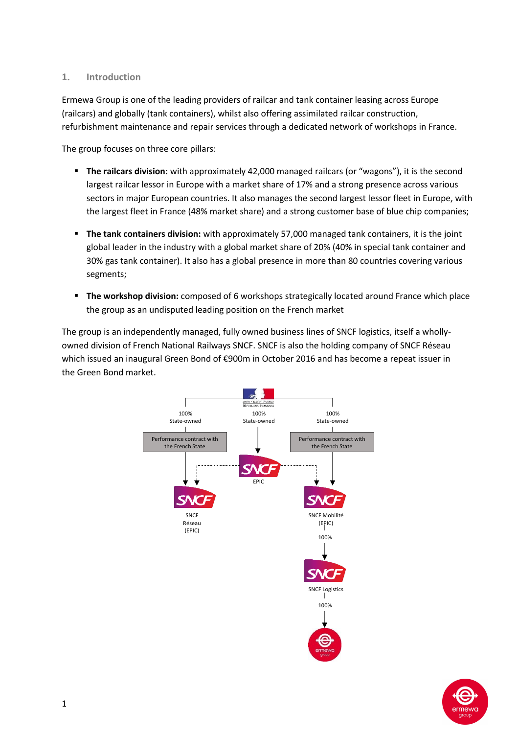## 1. Introduction

Ermewa Group is one of the leading providers of railcar and tank container leasing across Europe (railcars) and globally (tank containers), whilst also offering assimilated railcar construction, refurbishment maintenance and repair services through a dedicated network of workshops in France.

The group focuses on three core pillars:

- **The railcars division:** with approximately 42,000 managed railcars (or "wagons"), it is the second largest railcar lessor in Europe with a market share of 17% and a strong presence across various sectors in major European countries. It also manages the second largest lessor fleet in Europe, with the largest fleet in France (48% market share) and a strong customer base of blue chip companies;
- **The tank containers division:** with approximately 57,000 managed tank containers, it is the joint global leader in the industry with a global market share of 20% (40% in special tank container and 30% gas tank container). It also has a global presence in more than 80 countries covering various segments;
- **The workshop division:** composed of 6 workshops strategically located around France which place the group as an undisputed leading position on the French market

The group is an independently managed, fully owned business lines of SNCF logistics, itself a wholly-owned division of French National Railways SNCF. SNCF is also the holding company of SNCF Réseau which issued an inaugural Green Bond of €900m in October 2016 and has become a repeat issuer in the Green Bond market.

100% State-owned — Performance contract with the French State — SNCF Réseau (EPIC)

100% State-owned — SNCF EPIC

100% State-owned — Performance contract with the French State — SNCF Mobilité (EPIC)

100% — SNCF Logistics

100% — ermewa group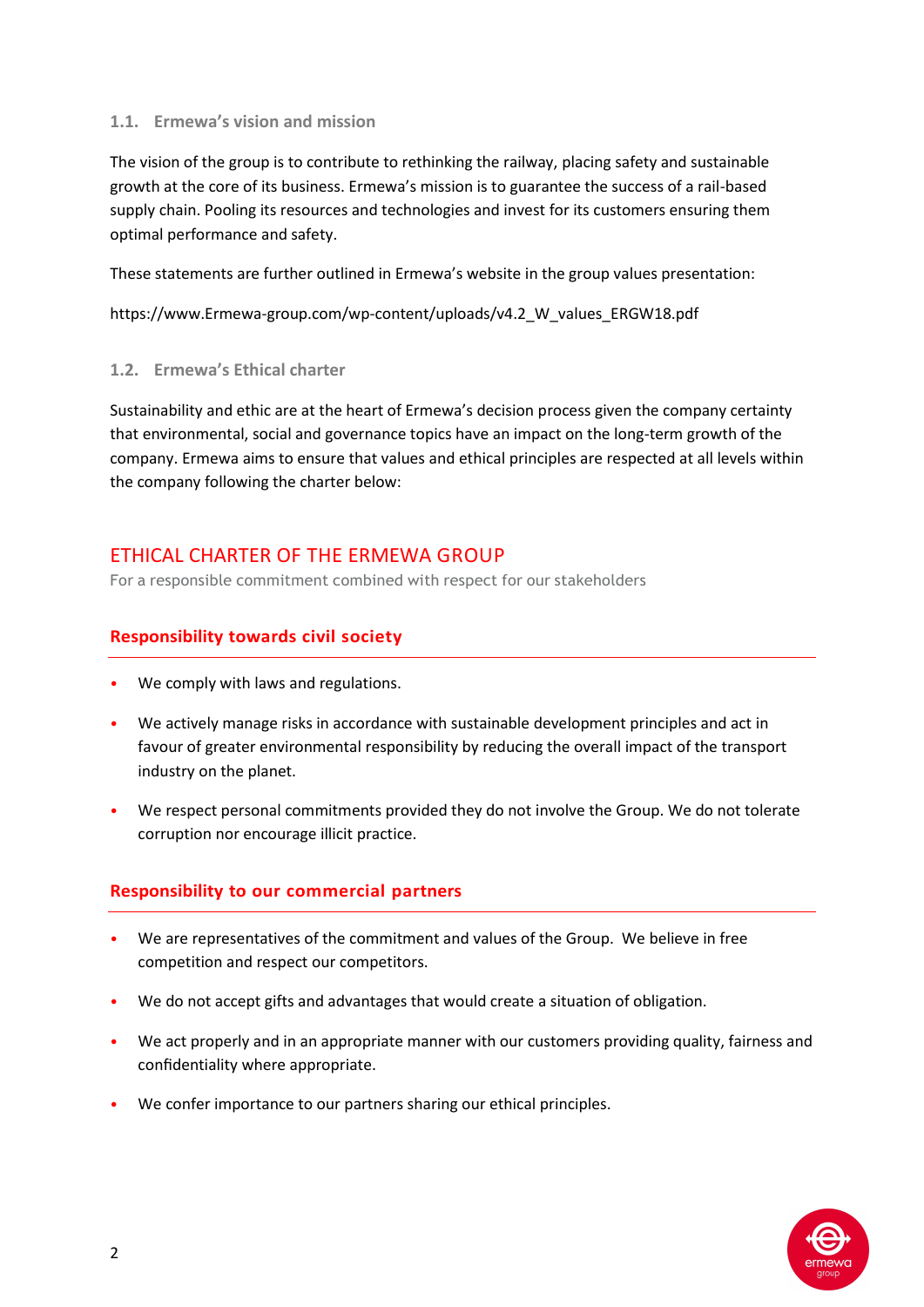### 1.1. Ermewa's vision and mission

The vision of the group is to contribute to rethinking the railway, placing safety and sustainable growth at the core of its business. Ermewa's mission is to guarantee the success of a rail-based supply chain. Pooling its resources and technologies and invest for its customers ensuring them optimal performance and safety.

These statements are further outlined in Ermewa's website in the group values presentation:

https://www.Ermewa-group.com/wp-content/uploads/v4.2_W_values_ERGW18.pdf

### 1.2. Ermewa's Ethical charter

Sustainability and ethic are at the heart of Ermewa's decision process given the company certainty that environmental, social and governance topics have an impact on the long-term growth of the company. Ermewa aims to ensure that values and ethical principles are respected at all levels within the company following the charter below:

## ETHICAL CHARTER OF THE ERMEWA GROUP

For a responsible commitment combined with respect for our stakeholders

### Responsibility towards civil society

- We comply with laws and regulations.
- We actively manage risks in accordance with sustainable development principles and act in favour of greater environmental responsibility by reducing the overall impact of the transport industry on the planet.
- We respect personal commitments provided they do not involve the Group. We do not tolerate corruption nor encourage illicit practice.

### Responsibility to our commercial partners

- We are representatives of the commitment and values of the Group. We believe in free competition and respect our competitors.
- We do not accept gifts and advantages that would create a situation of obligation.
- We act properly and in an appropriate manner with our customers providing quality, fairness and confidentiality where appropriate.
- We confer importance to our partners sharing our ethical principles.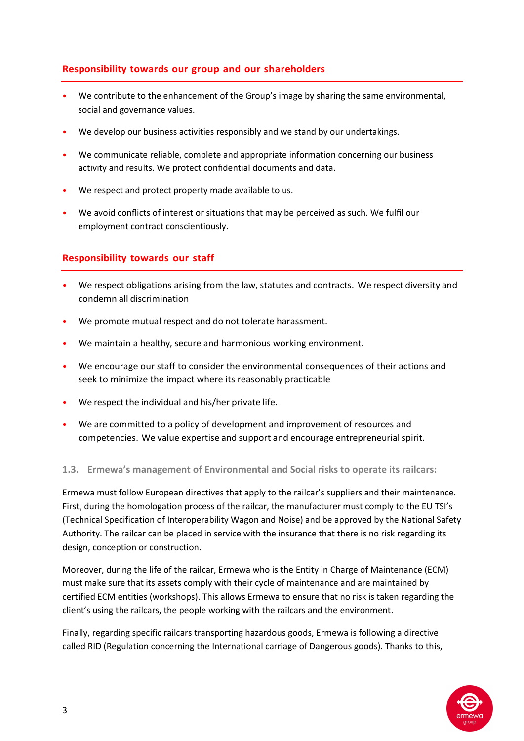## Responsibility towards our group and our shareholders

- We contribute to the enhancement of the Group's image by sharing the same environmental, social and governance values.
- We develop our business activities responsibly and we stand by our undertakings.
- We communicate reliable, complete and appropriate information concerning our business activity and results. We protect confidential documents and data.
- We respect and protect property made available to us.
- We avoid conflicts of interest or situations that may be perceived as such. We fulfil our employment contract conscientiously.

## Responsibility towards our staff

- We respect obligations arising from the law, statutes and contracts. We respect diversity and condemn all discrimination
- We promote mutual respect and do not tolerate harassment.
- We maintain a healthy, secure and harmonious working environment.
- We encourage our staff to consider the environmental consequences of their actions and seek to minimize the impact where its reasonably practicable
- We respect the individual and his/her private life.
- We are committed to a policy of development and improvement of resources and competencies. We value expertise and support and encourage entrepreneurial spirit.

### 1.3. Ermewa's management of Environmental and Social risks to operate its railcars:

Ermewa must follow European directives that apply to the railcar's suppliers and their maintenance. First, during the homologation process of the railcar, the manufacturer must comply to the EU TSI's (Technical Specification of Interoperability Wagon and Noise) and be approved by the National Safety Authority. The railcar can be placed in service with the insurance that there is no risk regarding its design, conception or construction.

Moreover, during the life of the railcar, Ermewa who is the Entity in Charge of Maintenance (ECM) must make sure that its assets comply with their cycle of maintenance and are maintained by certified ECM entities (workshops). This allows Ermewa to ensure that no risk is taken regarding the client's using the railcars, the people working with the railcars and the environment.

Finally, regarding specific railcars transporting hazardous goods, Ermewa is following a directive called RID (Regulation concerning the International carriage of Dangerous goods). Thanks to this,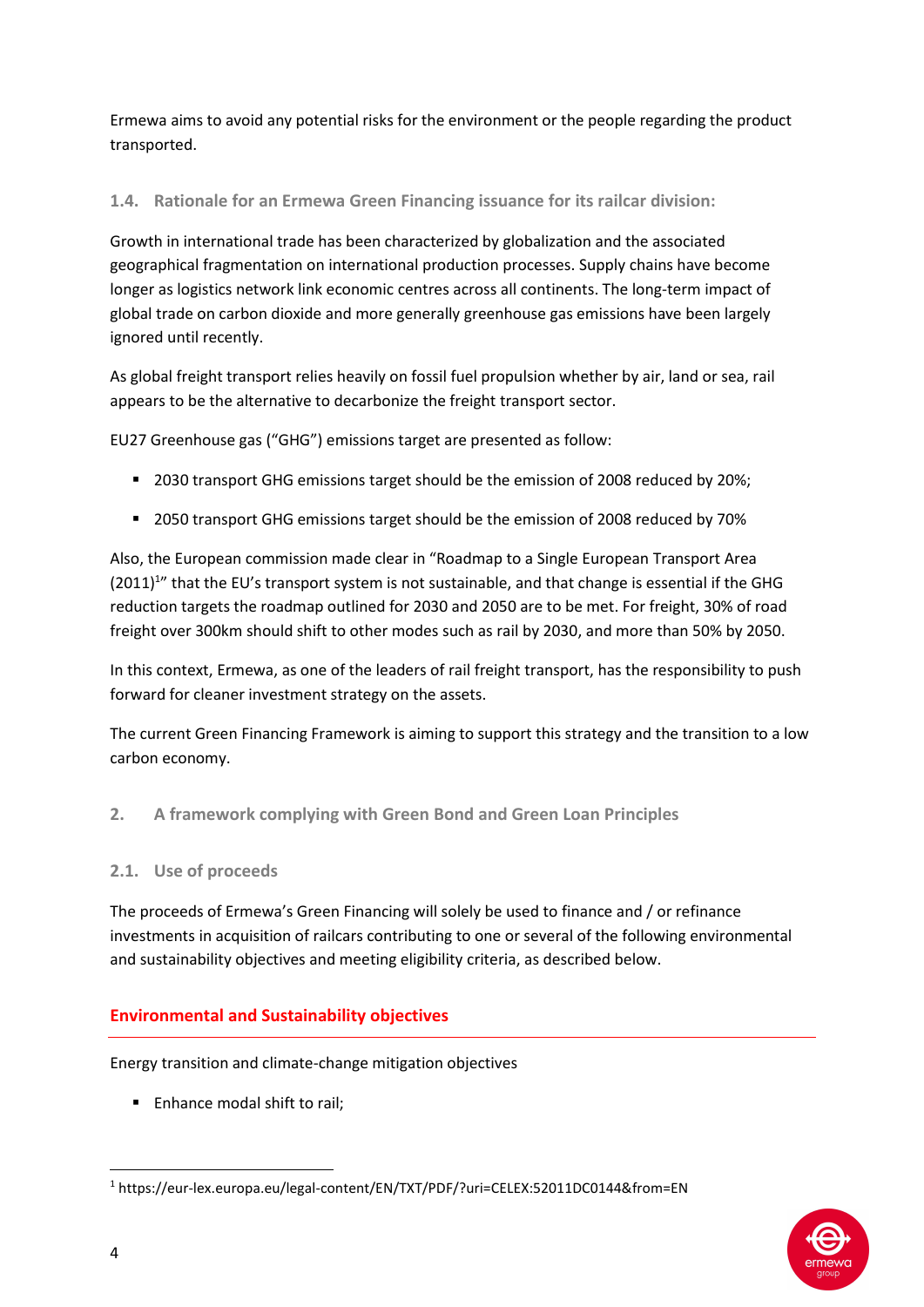Ermewa aims to avoid any potential risks for the environment or the people regarding the product transported.

### 1.4. Rationale for an Ermewa Green Financing issuance for its railcar division:

Growth in international trade has been characterized by globalization and the associated geographical fragmentation on international production processes. Supply chains have become longer as logistics network link economic centres across all continents. The long-term impact of global trade on carbon dioxide and more generally greenhouse gas emissions have been largely ignored until recently.

As global freight transport relies heavily on fossil fuel propulsion whether by air, land or sea, rail appears to be the alternative to decarbonize the freight transport sector.

EU27 Greenhouse gas ("GHG") emissions target are presented as follow:

- 2030 transport GHG emissions target should be the emission of 2008 reduced by 20%;
- 2050 transport GHG emissions target should be the emission of 2008 reduced by 70%

Also, the European commission made clear in "Roadmap to a Single European Transport Area (2011)[1]" that the EU's transport system is not sustainable, and that change is essential if the GHG reduction targets the roadmap outlined for 2030 and 2050 are to be met. For freight, 30% of road freight over 300km should shift to other modes such as rail by 2030, and more than 50% by 2050.

In this context, Ermewa, as one of the leaders of rail freight transport, has the responsibility to push forward for cleaner investment strategy on the assets.

The current Green Financing Framework is aiming to support this strategy and the transition to a low carbon economy.

## 2. A framework complying with Green Bond and Green Loan Principles

### 2.1. Use of proceeds

The proceeds of Ermewa's Green Financing will solely be used to finance and / or refinance investments in acquisition of railcars contributing to one or several of the following environmental and sustainability objectives and meeting eligibility criteria, as described below.

#### Environmental and Sustainability objectives

Energy transition and climate-change mitigation objectives

- Enhance modal shift to rail;

[1] https://eur-lex.europa.eu/legal-content/EN/TXT/PDF/?uri=CELEX:52011DC0144&from=EN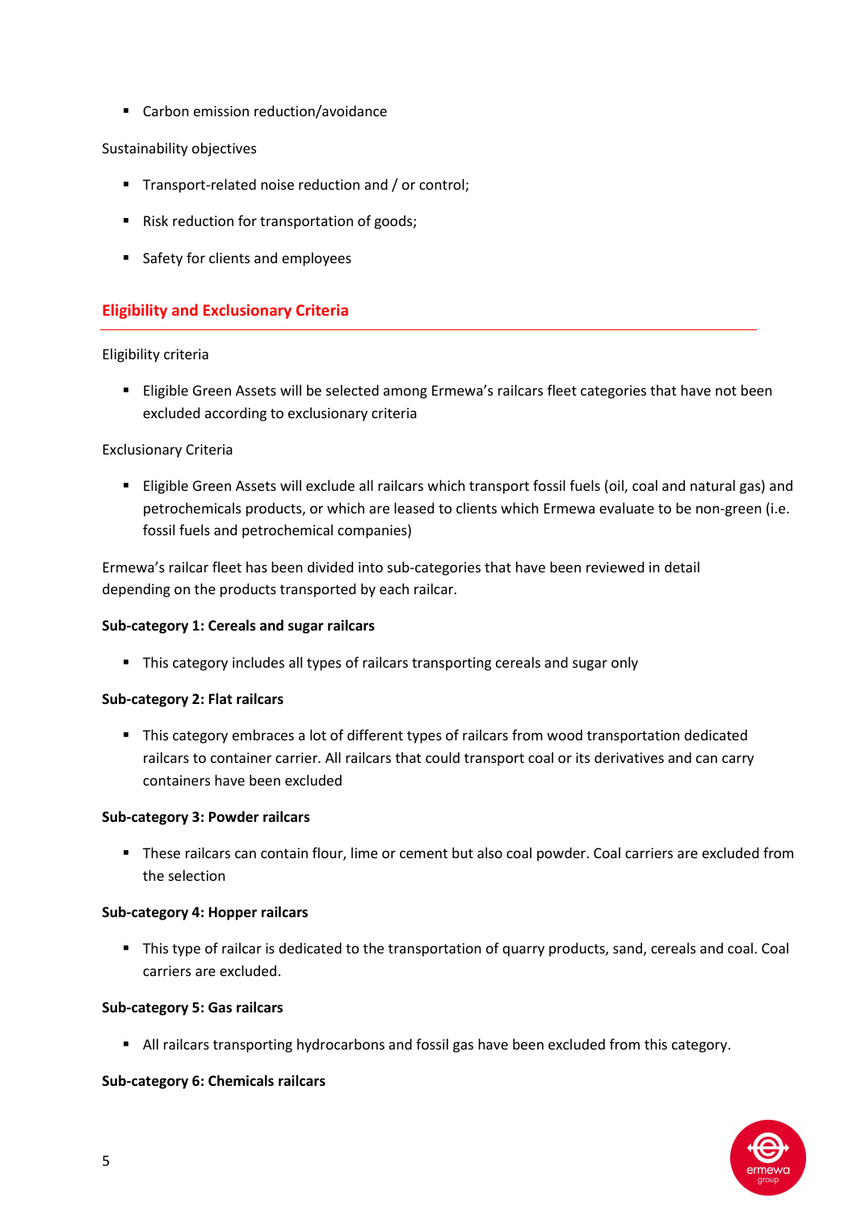- Carbon emission reduction/avoidance

Sustainability objectives

- Transport-related noise reduction and / or control;
- Risk reduction for transportation of goods;
- Safety for clients and employees

## Eligibility and Exclusionary Criteria

Eligibility criteria

- Eligible Green Assets will be selected among Ermewa's railcars fleet categories that have not been excluded according to exclusionary criteria

Exclusionary Criteria

- Eligible Green Assets will exclude all railcars which transport fossil fuels (oil, coal and natural gas) and petrochemicals products, or which are leased to clients which Ermewa evaluate to be non-green (i.e. fossil fuels and petrochemical companies)

Ermewa's railcar fleet has been divided into sub-categories that have been reviewed in detail depending on the products transported by each railcar.

**Sub-category 1: Cereals and sugar railcars**

- This category includes all types of railcars transporting cereals and sugar only

**Sub-category 2: Flat railcars**

- This category embraces a lot of different types of railcars from wood transportation dedicated railcars to container carrier. All railcars that could transport coal or its derivatives and can carry containers have been excluded

**Sub-category 3: Powder railcars**

- These railcars can contain flour, lime or cement but also coal powder. Coal carriers are excluded from the selection

**Sub-category 4: Hopper railcars**

- This type of railcar is dedicated to the transportation of quarry products, sand, cereals and coal. Coal carriers are excluded.

**Sub-category 5: Gas railcars**

- All railcars transporting hydrocarbons and fossil gas have been excluded from this category.

**Sub-category 6: Chemicals railcars**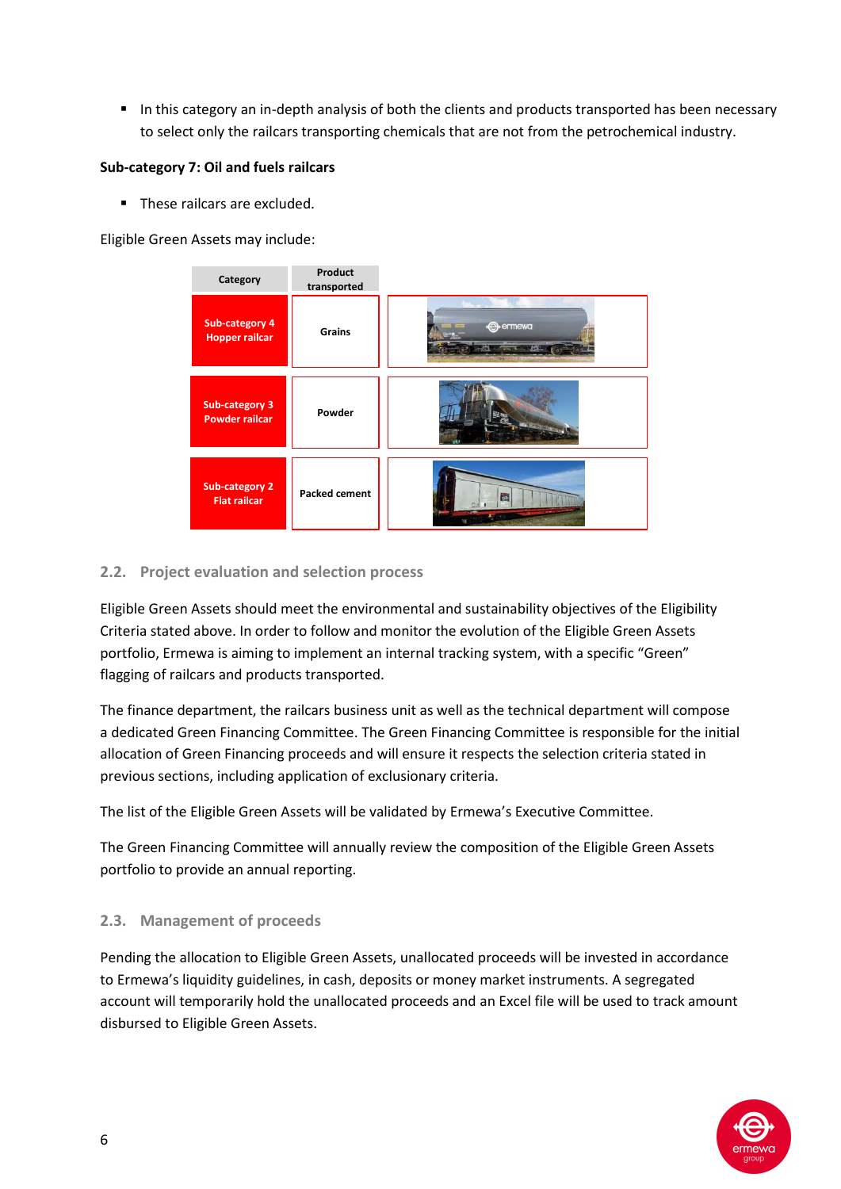- In this category an in-depth analysis of both the clients and products transported has been necessary to select only the railcars transporting chemicals that are not from the petrochemical industry.

**Sub-category 7: Oil and fuels railcars**

- These railcars are excluded.

Eligible Green Assets may include:

| Category | Product transported | |
|---|---|---|
| Sub-category 4 Hopper railcar | Grains | |
| Sub-category 3 Powder railcar | Powder | |
| Sub-category 2 Flat railcar | Packed cement | |

## 2.2. Project evaluation and selection process

Eligible Green Assets should meet the environmental and sustainability objectives of the Eligibility Criteria stated above. In order to follow and monitor the evolution of the Eligible Green Assets portfolio, Ermewa is aiming to implement an internal tracking system, with a specific "Green" flagging of railcars and products transported.

The finance department, the railcars business unit as well as the technical department will compose a dedicated Green Financing Committee. The Green Financing Committee is responsible for the initial allocation of Green Financing proceeds and will ensure it respects the selection criteria stated in previous sections, including application of exclusionary criteria.

The list of the Eligible Green Assets will be validated by Ermewa's Executive Committee.

The Green Financing Committee will annually review the composition of the Eligible Green Assets portfolio to provide an annual reporting.

## 2.3. Management of proceeds

Pending the allocation to Eligible Green Assets, unallocated proceeds will be invested in accordance to Ermewa's liquidity guidelines, in cash, deposits or money market instruments. A segregated account will temporarily hold the unallocated proceeds and an Excel file will be used to track amount disbursed to Eligible Green Assets.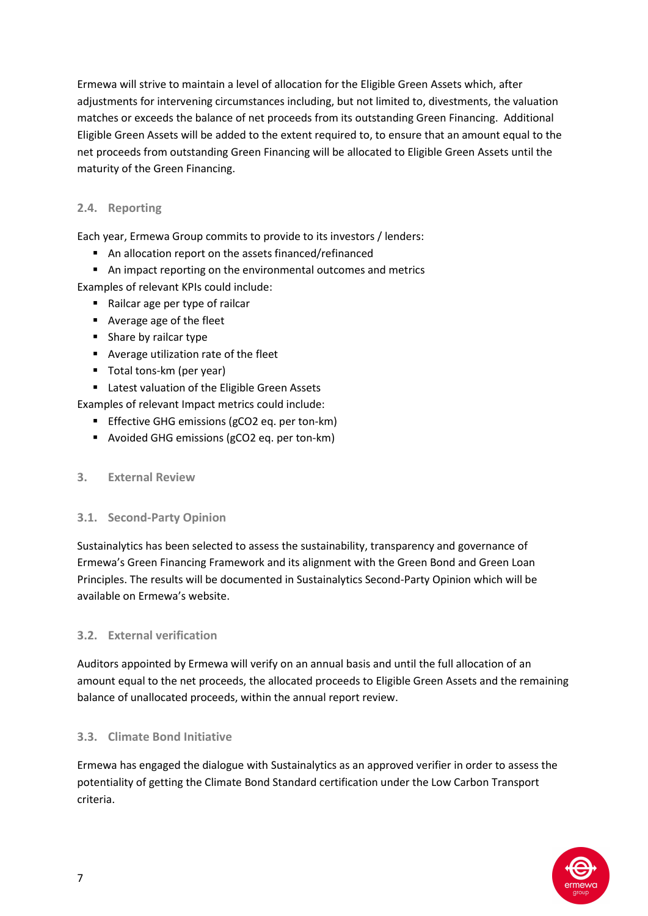Ermewa will strive to maintain a level of allocation for the Eligible Green Assets which, after adjustments for intervening circumstances including, but not limited to, divestments, the valuation matches or exceeds the balance of net proceeds from its outstanding Green Financing. Additional Eligible Green Assets will be added to the extent required to, to ensure that an amount equal to the net proceeds from outstanding Green Financing will be allocated to Eligible Green Assets until the maturity of the Green Financing.

### 2.4. Reporting

Each year, Ermewa Group commits to provide to its investors / lenders:

- An allocation report on the assets financed/refinanced
- An impact reporting on the environmental outcomes and metrics

Examples of relevant KPIs could include:

- Railcar age per type of railcar
- Average age of the fleet
- Share by railcar type
- Average utilization rate of the fleet
- Total tons-km (per year)
- Latest valuation of the Eligible Green Assets

Examples of relevant Impact metrics could include:

- Effective GHG emissions (g$CO_2$ eq. per ton-km)
- Avoided GHG emissions (g$CO_2$ eq. per ton-km)

## 3. External Review

### 3.1. Second-Party Opinion

Sustainalytics has been selected to assess the sustainability, transparency and governance of Ermewa's Green Financing Framework and its alignment with the Green Bond and Green Loan Principles. The results will be documented in Sustainalytics Second-Party Opinion which will be available on Ermewa's website.

### 3.2. External verification

Auditors appointed by Ermewa will verify on an annual basis and until the full allocation of an amount equal to the net proceeds, the allocated proceeds to Eligible Green Assets and the remaining balance of unallocated proceeds, within the annual report review.

### 3.3. Climate Bond Initiative

Ermewa has engaged the dialogue with Sustainalytics as an approved verifier in order to assess the potentiality of getting the Climate Bond Standard certification under the Low Carbon Transport criteria.